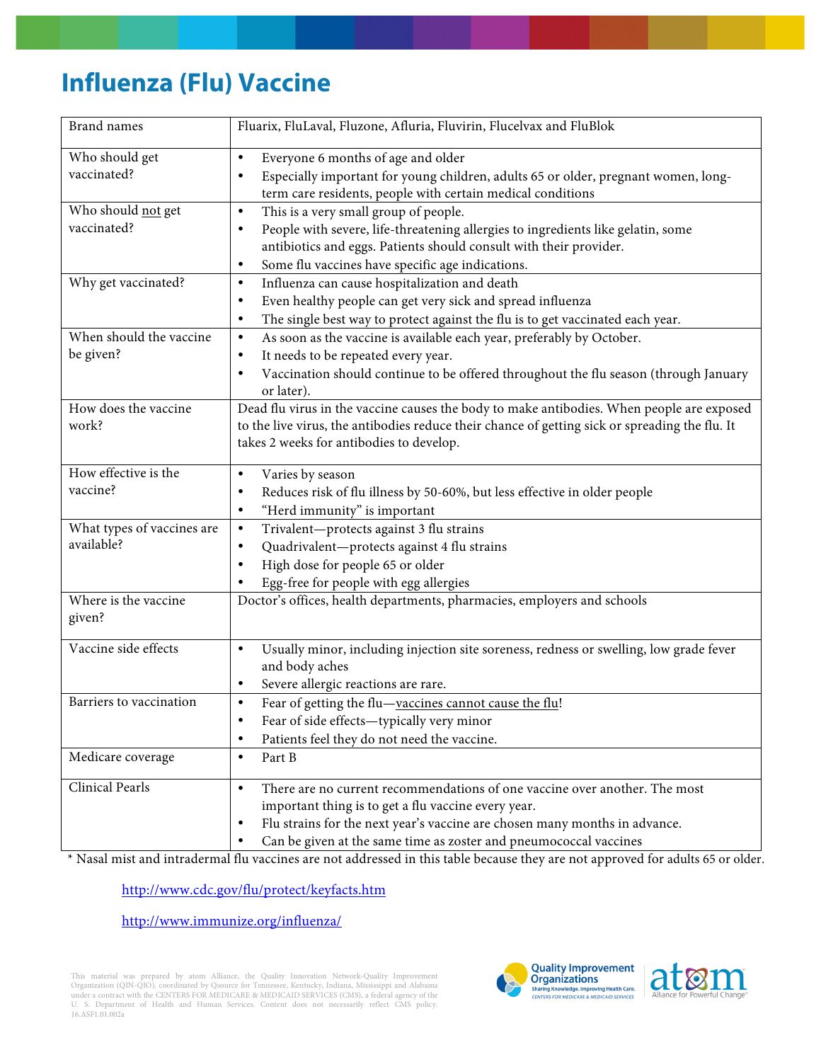# Influenza (Flu) Vaccine

| | |
|---|---|
| Brand names | Fluarix, FluLaval, Fluzone, Afluria, Fluvirin, Flucelvax and FluBlok |
| Who should get vaccinated? | • Everyone 6 months of age and older<br>• Especially important for young children, adults 65 or older, pregnant women, long-term care residents, people with certain medical conditions |
| Who should not get vaccinated? | • This is a very small group of people.<br>• People with severe, life-threatening allergies to ingredients like gelatin, some antibiotics and eggs. Patients should consult with their provider.<br>• Some flu vaccines have specific age indications. |
| Why get vaccinated? | • Influenza can cause hospitalization and death<br>• Even healthy people can get very sick and spread influenza<br>• The single best way to protect against the flu is to get vaccinated each year. |
| When should the vaccine be given? | • As soon as the vaccine is available each year, preferably by October.<br>• It needs to be repeated every year.<br>• Vaccination should continue to be offered throughout the flu season (through January or later). |
| How does the vaccine work? | Dead flu virus in the vaccine causes the body to make antibodies. When people are exposed to the live virus, the antibodies reduce their chance of getting sick or spreading the flu. It takes 2 weeks for antibodies to develop. |
| How effective is the vaccine? | • Varies by season<br>• Reduces risk of flu illness by 50-60%, but less effective in older people<br>• "Herd immunity" is important |
| What types of vaccines are available? | • Trivalent—protects against 3 flu strains<br>• Quadrivalent—protects against 4 flu strains<br>• High dose for people 65 or older<br>• Egg-free for people with egg allergies |
| Where is the vaccine given? | Doctor's offices, health departments, pharmacies, employers and schools |
| Vaccine side effects | • Usually minor, including injection site soreness, redness or swelling, low grade fever and body aches<br>• Severe allergic reactions are rare. |
| Barriers to vaccination | • Fear of getting the flu—vaccines cannot cause the flu!<br>• Fear of side effects—typically very minor<br>• Patients feel they do not need the vaccine. |
| Medicare coverage | • Part B |
| Clinical Pearls | • There are no current recommendations of one vaccine over another. The most important thing is to get a flu vaccine every year.<br>• Flu strains for the next year's vaccine are chosen many months in advance.<br>• Can be given at the same time as zoster and pneumococcal vaccines |

* Nasal mist and intradermal flu vaccines are not addressed in this table because they are not approved for adults 65 or older.

http://www.cdc.gov/flu/protect/keyfacts.htm

http://www.immunize.org/influenza/

This material was prepared by atom Alliance, the Quality Innovation Network-Quality Improvement Organization (QIN-QIO), coordinated by Qsource for Tennessee, Kentucky, Indiana, Mississippi and Alabama under a contract with the CENTERS FOR MEDICARE & MEDICAID SERVICES (CMS), a federal agency of the U. S. Department of Health and Human Services. Content does not necessarily reflect CMS policy. 16.ASF1.01.002a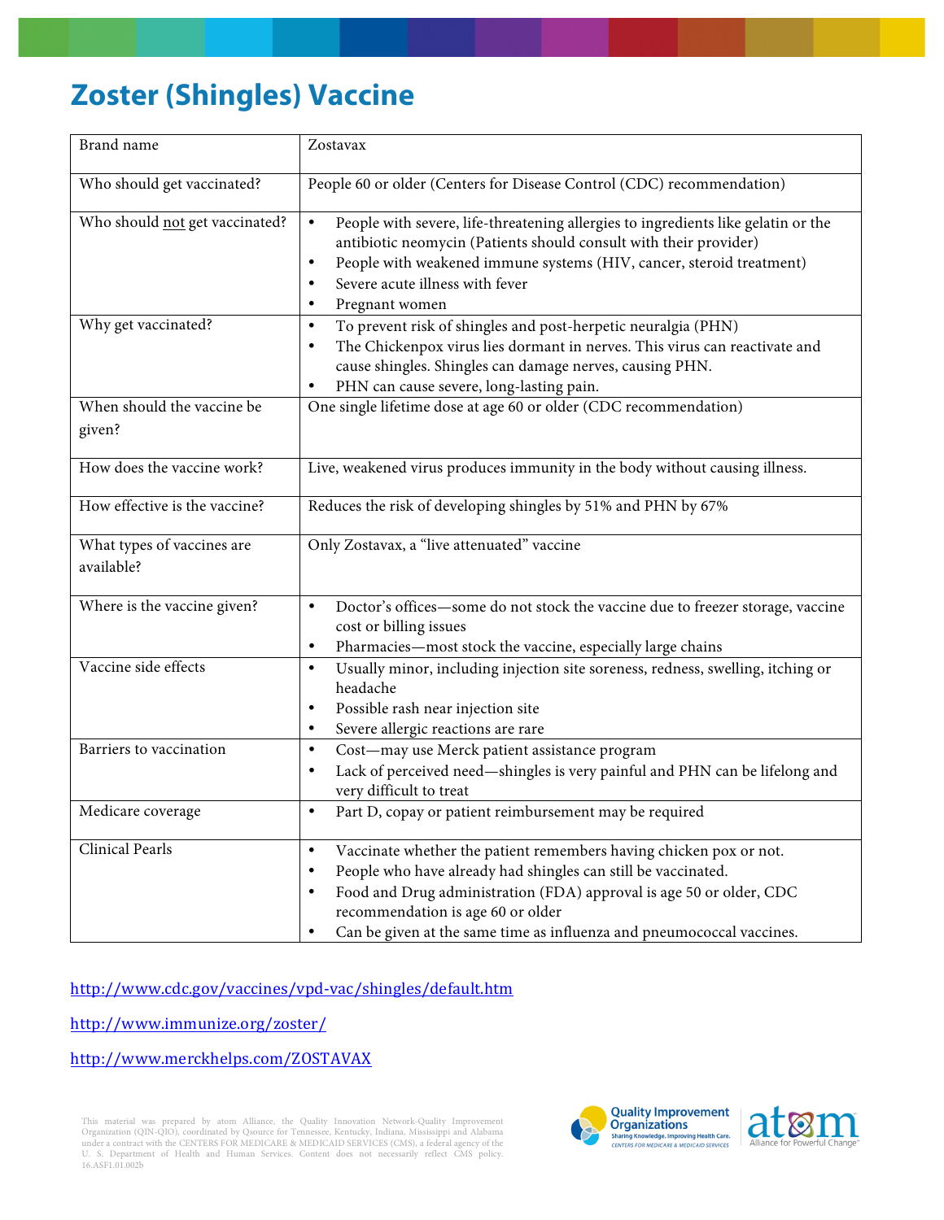# Zoster (Shingles) Vaccine

| | |
|---|---|
| Brand name | Zostavax |
| Who should get vaccinated? | People 60 or older (Centers for Disease Control (CDC) recommendation) |
| Who should <u>not</u> get vaccinated? | • People with severe, life-threatening allergies to ingredients like gelatin or the antibiotic neomycin (Patients should consult with their provider)<br>• People with weakened immune systems (HIV, cancer, steroid treatment)<br>• Severe acute illness with fever<br>• Pregnant women |
| Why get vaccinated? | • To prevent risk of shingles and post-herpetic neuralgia (PHN)<br>• The Chickenpox virus lies dormant in nerves. This virus can reactivate and cause shingles. Shingles can damage nerves, causing PHN.<br>• PHN can cause severe, long-lasting pain. |
| When should the vaccine be given? | One single lifetime dose at age 60 or older (CDC recommendation) |
| How does the vaccine work? | Live, weakened virus produces immunity in the body without causing illness. |
| How effective is the vaccine? | Reduces the risk of developing shingles by 51% and PHN by 67% |
| What types of vaccines are available? | Only Zostavax, a "live attenuated" vaccine |
| Where is the vaccine given? | • Doctor's offices—some do not stock the vaccine due to freezer storage, vaccine cost or billing issues<br>• Pharmacies—most stock the vaccine, especially large chains |
| Vaccine side effects | • Usually minor, including injection site soreness, redness, swelling, itching or headache<br>• Possible rash near injection site<br>• Severe allergic reactions are rare |
| Barriers to vaccination | • Cost—may use Merck patient assistance program<br>• Lack of perceived need—shingles is very painful and PHN can be lifelong and very difficult to treat |
| Medicare coverage | • Part D, copay or patient reimbursement may be required |
| Clinical Pearls | • Vaccinate whether the patient remembers having chicken pox or not.<br>• People who have already had shingles can still be vaccinated.<br>• Food and Drug administration (FDA) approval is age 50 or older, CDC recommendation is age 60 or older<br>• Can be given at the same time as influenza and pneumococcal vaccines. |

http://www.cdc.gov/vaccines/vpd-vac/shingles/default.htm

http://www.immunize.org/zoster/

http://www.merckhelps.com/ZOSTAVAX

This material was prepared by atom Alliance, the Quality Innovation Network-Quality Improvement Organization (QIN-QIO), coordinated by Qsource for Tennessee, Kentucky, Indiana, Mississippi and Alabama under a contract with the CENTERS FOR MEDICARE & MEDICAID SERVICES (CMS), a federal agency of the U. S. Department of Health and Human Services. Content does not necessarily reflect CMS policy. 16.ASF1.01.002b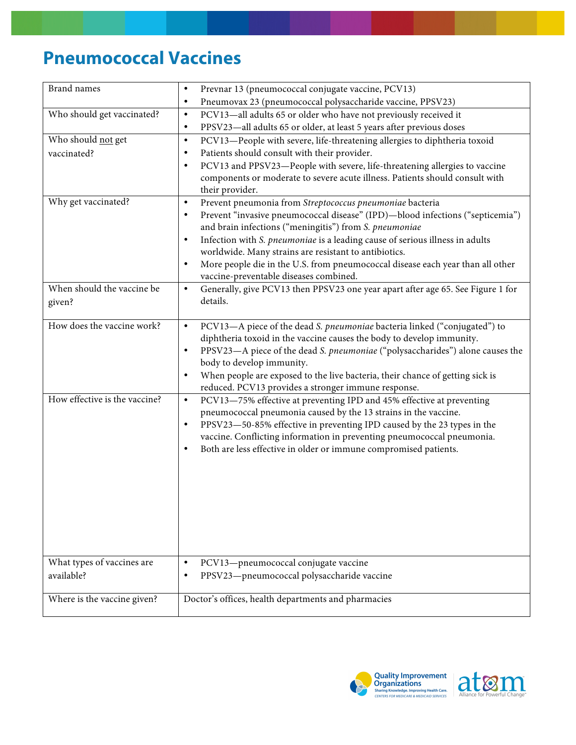# Pneumococcal Vaccines

| | |
|---|---|
| Brand names | • Prevnar 13 (pneumococcal conjugate vaccine, PCV13)<br>• Pneumovax 23 (pneumococcal polysaccharide vaccine, PPSV23) |
| Who should get vaccinated? | • PCV13—all adults 65 or older who have not previously received it<br>• PPSV23—all adults 65 or older, at least 5 years after previous doses |
| Who should <u>not</u> get vaccinated? | • PCV13—People with severe, life-threatening allergies to diphtheria toxoid<br>• Patients should consult with their provider.<br>• PCV13 and PPSV23—People with severe, life-threatening allergies to vaccine components or moderate to severe acute illness. Patients should consult with their provider. |
| Why get vaccinated? | • Prevent pneumonia from *Streptococcus pneumoniae* bacteria<br>• Prevent "invasive pneumococcal disease" (IPD)—blood infections ("septicemia") and brain infections ("meningitis") from *S. pneumoniae*<br>• Infection with *S. pneumoniae* is a leading cause of serious illness in adults worldwide. Many strains are resistant to antibiotics.<br>• More people die in the U.S. from pneumococcal disease each year than all other vaccine-preventable diseases combined. |
| When should the vaccine be given? | • Generally, give PCV13 then PPSV23 one year apart after age 65. See Figure 1 for details. |
| How does the vaccine work? | • PCV13—A piece of the dead *S. pneumoniae* bacteria linked ("conjugated") to diphtheria toxoid in the vaccine causes the body to develop immunity.<br>• PPSV23—A piece of the dead *S. pneumoniae* ("polysaccharides") alone causes the body to develop immunity.<br>• When people are exposed to the live bacteria, their chance of getting sick is reduced. PCV13 provides a stronger immune response. |
| How effective is the vaccine? | • PCV13—75% effective at preventing IPD and 45% effective at preventing pneumococcal pneumonia caused by the 13 strains in the vaccine.<br>• PPSV23—50-85% effective in preventing IPD caused by the 23 types in the vaccine. Conflicting information in preventing pneumococcal pneumonia.<br>• Both are less effective in older or immune compromised patients. |
| What types of vaccines are available? | • PCV13—pneumococcal conjugate vaccine<br>• PPSV23—pneumococcal polysaccharide vaccine |
| Where is the vaccine given? | Doctor's offices, health departments and pharmacies |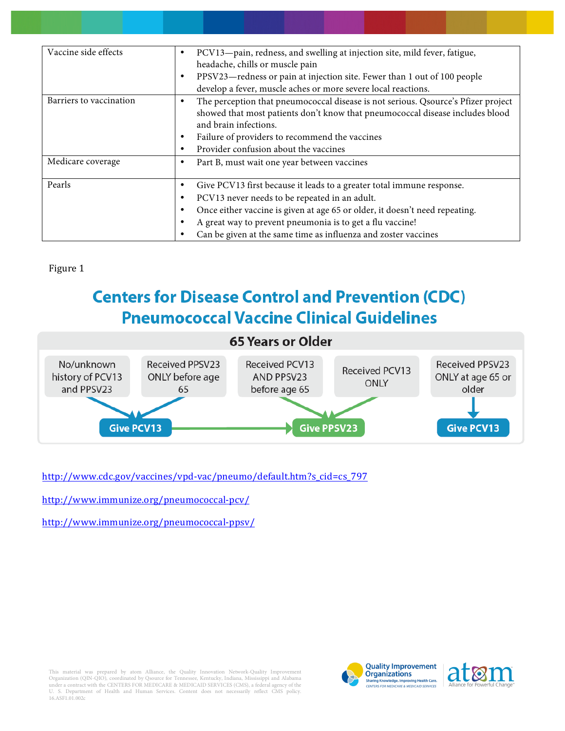| | |
|---|---|
| Vaccine side effects | • PCV13—pain, redness, and swelling at injection site, mild fever, fatigue, headache, chills or muscle pain<br>• PPSV23—redness or pain at injection site. Fewer than 1 out of 100 people develop a fever, muscle aches or more severe local reactions. |
| Barriers to vaccination | • The perception that pneumococcal disease is not serious. Qsource's Pfizer project showed that most patients don't know that pneumococcal disease includes blood and brain infections.<br>• Failure of providers to recommend the vaccines<br>• Provider confusion about the vaccines |
| Medicare coverage | • Part B, must wait one year between vaccines |
| Pearls | • Give PCV13 first because it leads to a greater total immune response.<br>• PCV13 never needs to be repeated in an adult.<br>• Once either vaccine is given at age 65 or older, it doesn't need repeating.<br>• A great way to prevent pneumonia is to get a flu vaccine!<br>• Can be given at the same time as influenza and zoster vaccines |

Figure 1

## Centers for Disease Control and Prevention (CDC) Pneumococcal Vaccine Clinical Guidelines

65 Years or Older

No/unknown history of PCV13 and PPSV23

Received PPSV23 ONLY before age 65

Received PCV13 AND PPSV23 before age 65

Received PCV13 ONLY

Received PPSV23 ONLY at age 65 or older

Give PCV13

Give PPSV23

Give PCV13

http://www.cdc.gov/vaccines/vpd-vac/pneumo/default.htm?s_cid=cs_797

http://www.immunize.org/pneumococcal-pcv/

http://www.immunize.org/pneumococcal-ppsv/

This material was prepared by atom Alliance, the Quality Innovation Network-Quality Improvement Organization (QIN-QIO), coordinated by Qsource for Tennessee, Kentucky, Indiana, Mississippi and Alabama under a contract with the CENTERS FOR MEDICARE & MEDICAID SERVICES (CMS), a federal agency of the U. S. Department of Health and Human Services. Content does not necessarily reflect CMS policy. 16.ASF1.01.002c

Quality Improvement Organizations
Sharing Knowledge. Improving Health Care.
CENTERS FOR MEDICARE & MEDICAID SERVICES

atom
Alliance for Powerful Change